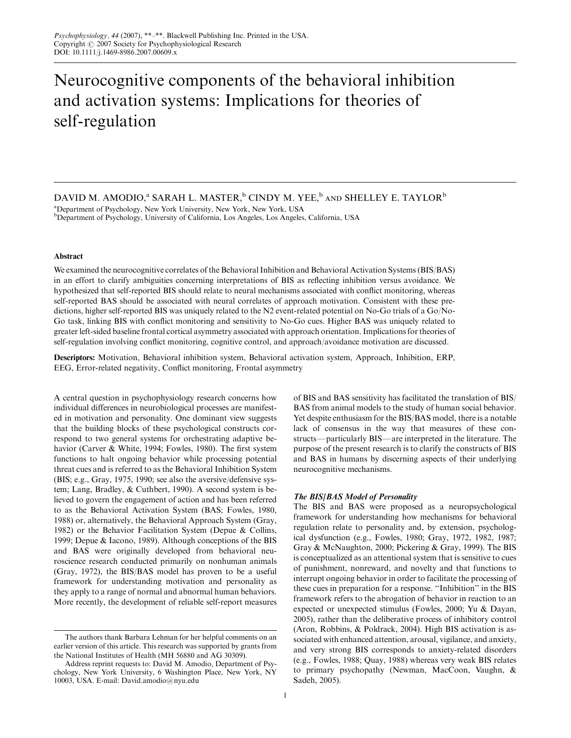# Neurocognitive components of the behavioral inhibition and activation systems: Implications for theories of self-regulation

DAVID M. AMODIO,[a] SARAH L. MASTER,[b] CINDY M. YEE,[b] AND SHELLEY E. TAYLOR[b]

[a]Department of Psychology, New York University, New York, New York, USA
[b]Department of Psychology, University of California, Los Angeles, Los Angeles, California, USA

### Abstract

We examined the neurocognitive correlates of the Behavioral Inhibition and Behavioral Activation Systems (BIS/BAS) in an effort to clarify ambiguities concerning interpretations of BIS as reflecting inhibition versus avoidance. We hypothesized that self-reported BIS should relate to neural mechanisms associated with conflict monitoring, whereas self-reported BAS should be associated with neural correlates of approach motivation. Consistent with these predictions, higher self-reported BIS was uniquely related to the N2 event-related potential on No-Go trials of a Go/No-Go task, linking BIS with conflict monitoring and sensitivity to No-Go cues. Higher BAS was uniquely related to greater left-sided baseline frontal cortical asymmetry associated with approach orientation. Implications for theories of self-regulation involving conflict monitoring, cognitive control, and approach/avoidance motivation are discussed.

**Descriptors:** Motivation, Behavioral inhibition system, Behavioral activation system, Approach, Inhibition, ERP, EEG, Error-related negativity, Conflict monitoring, Frontal asymmetry

A central question in psychophysiology research concerns how individual differences in neurobiological processes are manifested in motivation and personality. One dominant view suggests that the building blocks of these psychological constructs correspond to two general systems for orchestrating adaptive behavior (Carver & White, 1994; Fowles, 1980). The first system functions to halt ongoing behavior while processing potential threat cues and is referred to as the Behavioral Inhibition System (BIS; e.g., Gray, 1975, 1990; see also the aversive/defensive system; Lang, Bradley, & Cuthbert, 1990). A second system is believed to govern the engagement of action and has been referred to as the Behavioral Activation System (BAS; Fowles, 1980, 1988) or, alternatively, the Behavioral Approach System (Gray, 1982) or the Behavior Facilitation System (Depue & Collins, 1999; Depue & Iacono, 1989). Although conceptions of the BIS and BAS were originally developed from behavioral neuroscience research conducted primarily on nonhuman animals (Gray, 1972), the BIS/BAS model has proven to be a useful framework for understanding motivation and personality as they apply to a range of normal and abnormal human behaviors. More recently, the development of reliable self-report measures of BIS and BAS sensitivity has facilitated the translation of BIS/BAS from animal models to the study of human social behavior. Yet despite enthusiasm for the BIS/BAS model, there is a notable lack of consensus in the way that measures of these constructs—particularly BIS—are interpreted in the literature. The purpose of the present research is to clarify the constructs of BIS and BAS in humans by discerning aspects of their underlying neurocognitive mechanisms.

### *The BIS/BAS Model of Personality*

The BIS and BAS were proposed as a neuropsychological framework for understanding how mechanisms for behavioral regulation relate to personality and, by extension, psychological dysfunction (e.g., Fowles, 1980; Gray, 1972, 1982, 1987; Gray & McNaughton, 2000; Pickering & Gray, 1999). The BIS is conceptualized as an attentional system that is sensitive to cues of punishment, nonreward, and novelty and that functions to interrupt ongoing behavior in order to facilitate the processing of these cues in preparation for a response. "Inhibition" in the BIS framework refers to the abrogation of behavior in reaction to an expected or unexpected stimulus (Fowles, 2000; Yu & Dayan, 2005), rather than the deliberative process of inhibitory control (Aron, Robbins, & Poldrack, 2004). High BIS activation is associated with enhanced attention, arousal, vigilance, and anxiety, and very strong BIS corresponds to anxiety-related disorders (e.g., Fowles, 1988; Quay, 1988) whereas very weak BIS relates to primary psychopathy (Newman, MacCoon, Vaughn, & Sadeh, 2005).

---

The authors thank Barbara Lehman for her helpful comments on an earlier version of this article. This research was supported by grants from the National Institutes of Health (MH 56880 and AG 30309).

Address reprint requests to: David M. Amodio, Department of Psychology, New York University, 6 Washington Place, New York, NY 10003, USA. E-mail: David.amodio@nyu.edu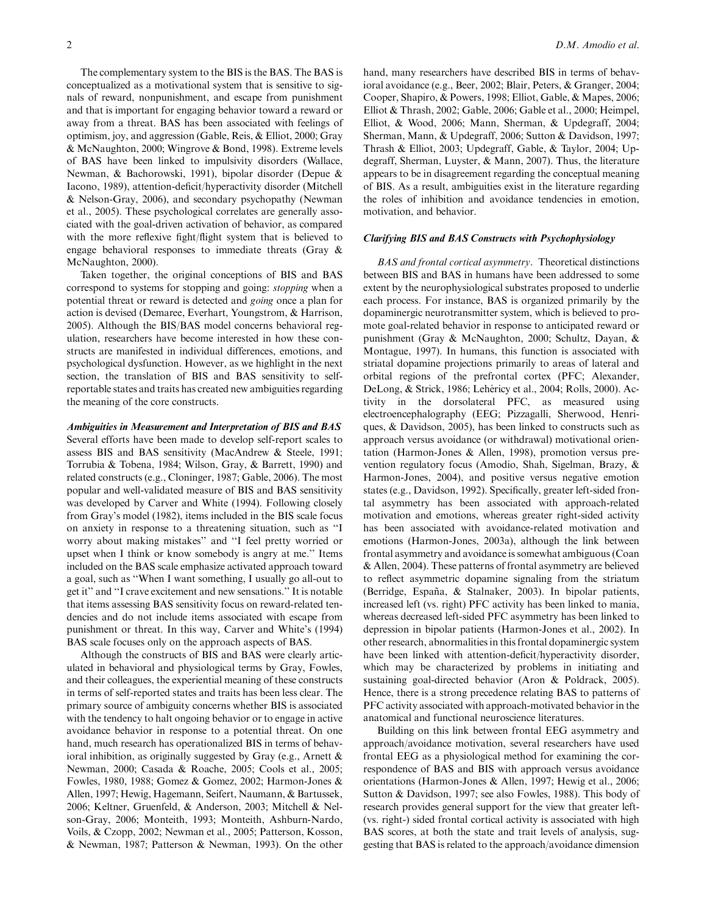The complementary system to the BIS is the BAS. The BAS is conceptualized as a motivational system that is sensitive to signals of reward, nonpunishment, and escape from punishment and that is important for engaging behavior toward a reward or away from a threat. BAS has been associated with feelings of optimism, joy, and aggression (Gable, Reis, & Elliot, 2000; Gray & McNaughton, 2000; Wingrove & Bond, 1998). Extreme levels of BAS have been linked to impulsivity disorders (Wallace, Newman, & Bachorowski, 1991), bipolar disorder (Depue & Iacono, 1989), attention-deficit/hyperactivity disorder (Mitchell & Nelson-Gray, 2006), and secondary psychopathy (Newman et al., 2005). These psychological correlates are generally associated with the goal-driven activation of behavior, as compared with the more reflexive fight/flight system that is believed to engage behavioral responses to immediate threats (Gray & McNaughton, 2000).

Taken together, the original conceptions of BIS and BAS correspond to systems for stopping and going: *stopping* when a potential threat or reward is detected and *going* once a plan for action is devised (Demaree, Everhart, Youngstrom, & Harrison, 2005). Although the BIS/BAS model concerns behavioral regulation, researchers have become interested in how these constructs are manifested in individual differences, emotions, and psychological dysfunction. However, as we highlight in the next section, the translation of BIS and BAS sensitivity to self-reportable states and traits has created new ambiguities regarding the meaning of the core constructs.

### Ambiguities in Measurement and Interpretation of BIS and BAS

Several efforts have been made to develop self-report scales to assess BIS and BAS sensitivity (MacAndrew & Steele, 1991; Torrubia & Tobena, 1984; Wilson, Gray, & Barrett, 1990) and related constructs (e.g., Cloninger, 1987; Gable, 2006). The most popular and well-validated measure of BIS and BAS sensitivity was developed by Carver and White (1994). Following closely from Gray's model (1982), items included in the BIS scale focus on anxiety in response to a threatening situation, such as "I worry about making mistakes" and "I feel pretty worried or upset when I think or know somebody is angry at me." Items included on the BAS scale emphasize activated approach toward a goal, such as "When I want something, I usually go all-out to get it" and "I crave excitement and new sensations." It is notable that items assessing BAS sensitivity focus on reward-related tendencies and do not include items associated with escape from punishment or threat. In this way, Carver and White's (1994) BAS scale focuses only on the approach aspects of BAS.

Although the constructs of BIS and BAS were clearly articulated in behavioral and physiological terms by Gray, Fowles, and their colleagues, the experiential meaning of these constructs in terms of self-reported states and traits has been less clear. The primary source of ambiguity concerns whether BIS is associated with the tendency to halt ongoing behavior or to engage in active avoidance behavior in response to a potential threat. On one hand, much research has operationalized BIS in terms of behavioral inhibition, as originally suggested by Gray (e.g., Arnett & Newman, 2000; Casada & Roache, 2005; Cools et al., 2005; Fowles, 1980, 1988; Gomez & Gomez, 2002; Harmon-Jones & Allen, 1997; Hewig, Hagemann, Seifert, Naumann, & Bartussek, 2006; Keltner, Gruenfeld, & Anderson, 2003; Mitchell & Nelson-Gray, 2006; Monteith, 1993; Monteith, Ashburn-Nardo, Voils, & Czopp, 2002; Newman et al., 2005; Patterson, Kosson, & Newman, 1987; Patterson & Newman, 1993). On the other hand, many researchers have described BIS in terms of behavioral avoidance (e.g., Beer, 2002; Blair, Peters, & Granger, 2004; Cooper, Shapiro, & Powers, 1998; Elliot, Gable, & Mapes, 2006; Elliot & Thrash, 2002; Gable, 2006; Gable et al., 2000; Heimpel, Elliot, & Wood, 2006; Mann, Sherman, & Updegraff, 2004; Sherman, Mann, & Updegraff, 2006; Sutton & Davidson, 1997; Thrash & Elliot, 2003; Updegraff, Gable, & Taylor, 2004; Updegraff, Sherman, Luyster, & Mann, 2007). Thus, the literature appears to be in disagreement regarding the conceptual meaning of BIS. As a result, ambiguities exist in the literature regarding the roles of inhibition and avoidance tendencies in emotion, motivation, and behavior.

### Clarifying BIS and BAS Constructs with Psychophysiology

*BAS and frontal cortical asymmetry*. Theoretical distinctions between BIS and BAS in humans have been addressed to some extent by the neurophysiological substrates proposed to underlie each process. For instance, BAS is organized primarily by the dopaminergic neurotransmitter system, which is believed to promote goal-related behavior in response to anticipated reward or punishment (Gray & McNaughton, 2000; Schultz, Dayan, & Montague, 1997). In humans, this function is associated with striatal dopamine projections primarily to areas of lateral and orbital regions of the prefrontal cortex (PFC; Alexander, DeLong, & Strick, 1986; Lehéricy et al., 2004; Rolls, 2000). Activity in the dorsolateral PFC, as measured using electroencephalography (EEG; Pizzagalli, Sherwood, Henriques, & Davidson, 2005), has been linked to constructs such as approach versus avoidance (or withdrawal) motivational orientation (Harmon-Jones & Allen, 1998), promotion versus prevention regulatory focus (Amodio, Shah, Sigelman, Brazy, & Harmon-Jones, 2004), and positive versus negative emotion states (e.g., Davidson, 1992). Specifically, greater left-sided frontal asymmetry has been associated with approach-related motivation and emotions, whereas greater right-sided activity has been associated with avoidance-related motivation and emotions (Harmon-Jones, 2003a), although the link between frontal asymmetry and avoidance is somewhat ambiguous (Coan & Allen, 2004). These patterns of frontal asymmetry are believed to reflect asymmetric dopamine signaling from the striatum (Berridge, España, & Stalnaker, 2003). In bipolar patients, increased left (vs. right) PFC activity has been linked to mania, whereas decreased left-sided PFC asymmetry has been linked to depression in bipolar patients (Harmon-Jones et al., 2002). In other research, abnormalities in this frontal dopaminergic system have been linked with attention-deficit/hyperactivity disorder, which may be characterized by problems in initiating and sustaining goal-directed behavior (Aron & Poldrack, 2005). Hence, there is a strong precedence relating BAS to patterns of PFC activity associated with approach-motivated behavior in the anatomical and functional neuroscience literatures.

Building on this link between frontal EEG asymmetry and approach/avoidance motivation, several researchers have used frontal EEG as a physiological method for examining the correspondence of BAS and BIS with approach versus avoidance orientations (Harmon-Jones & Allen, 1997; Hewig et al., 2006; Sutton & Davidson, 1997; see also Fowles, 1988). This body of research provides general support for the view that greater left- (vs. right-) sided frontal cortical activity is associated with high BAS scores, at both the state and trait levels of analysis, suggesting that BAS is related to the approach/avoidance dimension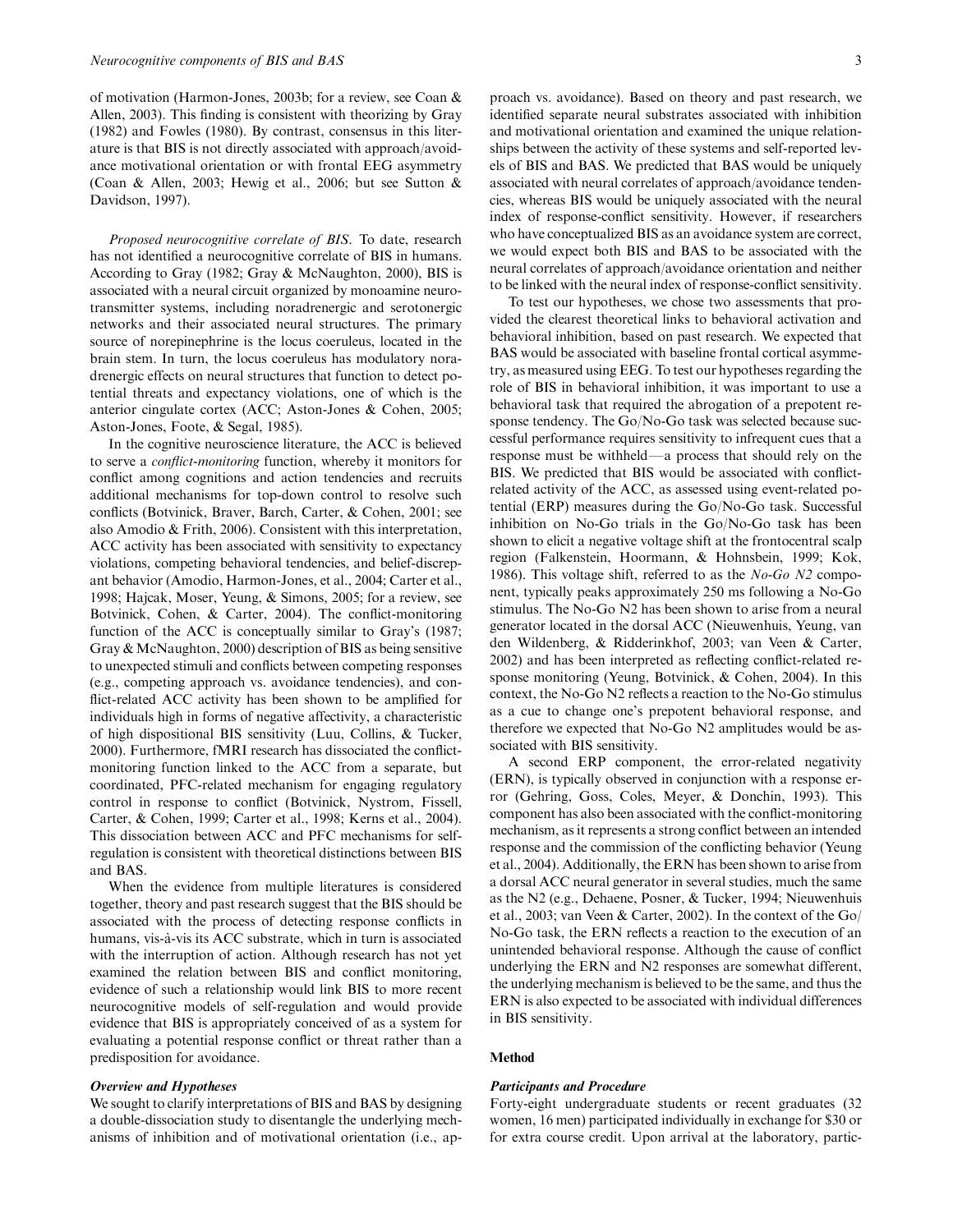of motivation (Harmon-Jones, 2003b; for a review, see Coan & Allen, 2003). This finding is consistent with theorizing by Gray (1982) and Fowles (1980). By contrast, consensus in this literature is that BIS is not directly associated with approach/avoidance motivational orientation or with frontal EEG asymmetry (Coan & Allen, 2003; Hewig et al., 2006; but see Sutton & Davidson, 1997).

*Proposed neurocognitive correlate of BIS.* To date, research has not identified a neurocognitive correlate of BIS in humans. According to Gray (1982; Gray & McNaughton, 2000), BIS is associated with a neural circuit organized by monoamine neurotransmitter systems, including noradrenergic and serotonergic networks and their associated neural structures. The primary source of norepinephrine is the locus coeruleus, located in the brain stem. In turn, the locus coeruleus has modulatory noradrenergic effects on neural structures that function to detect potential threats and expectancy violations, one of which is the anterior cingulate cortex (ACC; Aston-Jones & Cohen, 2005; Aston-Jones, Foote, & Segal, 1985).

In the cognitive neuroscience literature, the ACC is believed to serve a *conflict-monitoring* function, whereby it monitors for conflict among cognitions and action tendencies and recruits additional mechanisms for top-down control to resolve such conflicts (Botvinick, Braver, Barch, Carter, & Cohen, 2001; see also Amodio & Frith, 2006). Consistent with this interpretation, ACC activity has been associated with sensitivity to expectancy violations, competing behavioral tendencies, and belief-discrepant behavior (Amodio, Harmon-Jones, et al., 2004; Carter et al., 1998; Hajcak, Moser, Yeung, & Simons, 2005; for a review, see Botvinick, Cohen, & Carter, 2004). The conflict-monitoring function of the ACC is conceptually similar to Gray's (1987; Gray & McNaughton, 2000) description of BIS as being sensitive to unexpected stimuli and conflicts between competing responses (e.g., competing approach vs. avoidance tendencies), and conflict-related ACC activity has been shown to be amplified for individuals high in forms of negative affectivity, a characteristic of high dispositional BIS sensitivity (Luu, Collins, & Tucker, 2000). Furthermore, fMRI research has dissociated the conflict-monitoring function linked to the ACC from a separate, but coordinated, PFC-related mechanism for engaging regulatory control in response to conflict (Botvinick, Nystrom, Fissell, Carter, & Cohen, 1999; Carter et al., 1998; Kerns et al., 2004). This dissociation between ACC and PFC mechanisms for self-regulation is consistent with theoretical distinctions between BIS and BAS.

When the evidence from multiple literatures is considered together, theory and past research suggest that the BIS should be associated with the process of detecting response conflicts in humans, vis-à-vis its ACC substrate, which in turn is associated with the interruption of action. Although research has not yet examined the relation between BIS and conflict monitoring, evidence of such a relationship would link BIS to more recent neurocognitive models of self-regulation and would provide evidence that BIS is appropriately conceived of as a system for evaluating a potential response conflict or threat rather than a predisposition for avoidance.

### *Overview and Hypotheses*

We sought to clarify interpretations of BIS and BAS by designing a double-dissociation study to disentangle the underlying mechanisms of inhibition and of motivational orientation (i.e., approach vs. avoidance). Based on theory and past research, we identified separate neural substrates associated with inhibition and motivational orientation and examined the unique relationships between the activity of these systems and self-reported levels of BIS and BAS. We predicted that BAS would be uniquely associated with neural correlates of approach/avoidance tendencies, whereas BIS would be uniquely associated with the neural index of response-conflict sensitivity. However, if researchers who have conceptualized BIS as an avoidance system are correct, we would expect both BIS and BAS to be associated with the neural correlates of approach/avoidance orientation and neither to be linked with the neural index of response-conflict sensitivity.

To test our hypotheses, we chose two assessments that provided the clearest theoretical links to behavioral activation and behavioral inhibition, based on past research. We expected that BAS would be associated with baseline frontal cortical asymmetry, as measured using EEG. To test our hypotheses regarding the role of BIS in behavioral inhibition, it was important to use a behavioral task that required the abrogation of a prepotent response tendency. The Go/No-Go task was selected because successful performance requires sensitivity to infrequent cues that a response must be withheld—a process that should rely on the BIS. We predicted that BIS would be associated with conflict-related activity of the ACC, as assessed using event-related potential (ERP) measures during the Go/No-Go task. Successful inhibition on No-Go trials in the Go/No-Go task has been shown to elicit a negative voltage shift at the frontocentral scalp region (Falkenstein, Hoormann, & Hohnsbein, 1999; Kok, 1986). This voltage shift, referred to as the *No-Go N2* component, typically peaks approximately 250 ms following a No-Go stimulus. The No-Go N2 has been shown to arise from a neural generator located in the dorsal ACC (Nieuwenhuis, Yeung, van den Wildenberg, & Ridderinkhof, 2003; van Veen & Carter, 2002) and has been interpreted as reflecting conflict-related response monitoring (Yeung, Botvinick, & Cohen, 2004). In this context, the No-Go N2 reflects a reaction to the No-Go stimulus as a cue to change one's prepotent behavioral response, and therefore we expected that No-Go N2 amplitudes would be associated with BIS sensitivity.

A second ERP component, the error-related negativity (ERN), is typically observed in conjunction with a response error (Gehring, Goss, Coles, Meyer, & Donchin, 1993). This component has also been associated with the conflict-monitoring mechanism, as it represents a strong conflict between an intended response and the commission of the conflicting behavior (Yeung et al., 2004). Additionally, the ERN has been shown to arise from a dorsal ACC neural generator in several studies, much the same as the N2 (e.g., Dehaene, Posner, & Tucker, 1994; Nieuwenhuis et al., 2003; van Veen & Carter, 2002). In the context of the Go/No-Go task, the ERN reflects a reaction to the execution of an unintended behavioral response. Although the cause of conflict underlying the ERN and N2 responses are somewhat different, the underlying mechanism is believed to be the same, and thus the ERN is also expected to be associated with individual differences in BIS sensitivity.

## Method

### *Participants and Procedure*

Forty-eight undergraduate students or recent graduates (32 women, 16 men) participated individually in exchange for $30 or for extra course credit. Upon arrival at the laboratory, partic-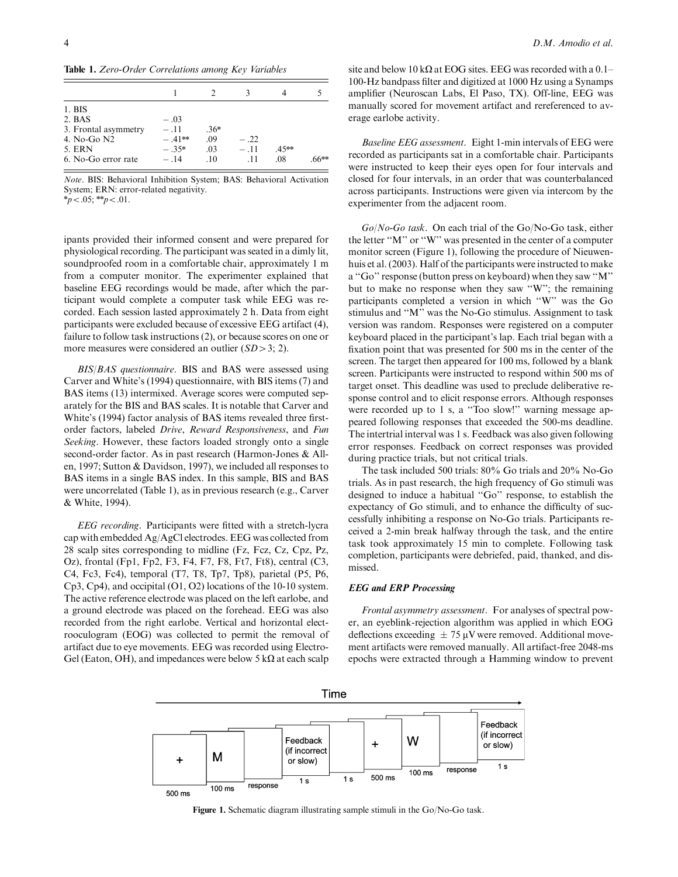**Table 1.** *Zero-Order Correlations among Key Variables*

| | 1 | 2 | 3 | 4 | 5 |
|---|---|---|---|---|---|
| 1. BIS | | | | | |
| 2. BAS | −.03 | | | | |
| 3. Frontal asymmetry | −.11 | .36* | | | |
| 4. No-Go N2 | −.41** | .09 | −.22 | | |
| 5. ERN | −.35* | .03 | −.11 | .45** | |
| 6. No-Go error rate | −.14 | .10 | .11 | .08 | .66** |

*Note*. BIS: Behavioral Inhibition System; BAS: Behavioral Activation System; ERN: error-related negativity.
*$p < .05$; **$p < .01$.

ipants provided their informed consent and were prepared for physiological recording. The participant was seated in a dimly lit, soundproofed room in a comfortable chair, approximately 1 m from a computer monitor. The experimenter explained that baseline EEG recordings would be made, after which the participant would complete a computer task while EEG was recorded. Each session lasted approximately 2 h. Data from eight participants were excluded because of excessive EEG artifact (4), failure to follow task instructions (2), or because scores on one or more measures were considered an outlier ($SD > 3$; 2).

*BIS/BAS questionnaire*. BIS and BAS were assessed using Carver and White's (1994) questionnaire, with BIS items (7) and BAS items (13) intermixed. Average scores were computed separately for the BIS and BAS scales. It is notable that Carver and White's (1994) factor analysis of BAS items revealed three first-order factors, labeled *Drive*, *Reward Responsiveness*, and *Fun Seeking*. However, these factors loaded strongly onto a single second-order factor. As in past research (Harmon-Jones & Allen, 1997; Sutton & Davidson, 1997), we included all responses to BAS items in a single BAS index. In this sample, BIS and BAS were uncorrelated (Table 1), as in previous research (e.g., Carver & White, 1994).

*EEG recording*. Participants were fitted with a stretch-lycra cap with embedded Ag/AgCl electrodes. EEG was collected from 28 scalp sites corresponding to midline (Fz, Fcz, Cz, Cpz, Pz, Oz), frontal (Fp1, Fp2, F3, F4, F7, F8, Ft7, Ft8), central (C3, C4, Fc3, Fc4), temporal (T7, T8, Tp7, Tp8), parietal (P5, P6, Cp3, Cp4), and occipital (O1, O2) locations of the 10-10 system. The active reference electrode was placed on the left earlobe, and a ground electrode was placed on the forehead. EEG was also recorded from the right earlobe. Vertical and horizontal electrooculogram (EOG) was collected to permit the removal of artifact due to eye movements. EEG was recorded using Electro-Gel (Eaton, OH), and impedances were below 5 kΩ at each scalp site and below 10 kΩ at EOG sites. EEG was recorded with a 0.1–100-Hz bandpass filter and digitized at 1000 Hz using a Synamps amplifier (Neuroscan Labs, El Paso, TX). Off-line, EEG was manually scored for movement artifact and rereferenced to average earlobe activity.

*Baseline EEG assessment*. Eight 1-min intervals of EEG were recorded as participants sat in a comfortable chair. Participants were instructed to keep their eyes open for four intervals and closed for four intervals, in an order that was counterbalanced across participants. Instructions were given via intercom by the experimenter from the adjacent room.

*Go/No-Go task*. On each trial of the Go/No-Go task, either the letter "M" or "W" was presented in the center of a computer monitor screen (Figure 1), following the procedure of Nieuwenhuis et al. (2003). Half of the participants were instructed to make a "Go" response (button press on keyboard) when they saw "M" but to make no response when they saw "W"; the remaining participants completed a version in which "W" was the Go stimulus and "M" was the No-Go stimulus. Assignment to task version was random. Responses were registered on a computer keyboard placed in the participant's lap. Each trial began with a fixation point that was presented for 500 ms in the center of the screen. The target then appeared for 100 ms, followed by a blank screen. Participants were instructed to respond within 500 ms of target onset. This deadline was used to preclude deliberative response control and to elicit response errors. Although responses were recorded up to 1 s, a "Too slow!" warning message appeared following responses that exceeded the 500-ms deadline. The intertrial interval was 1 s. Feedback was also given following error responses. Feedback on correct responses was provided during practice trials, but not critical trials.

The task included 500 trials: 80% Go trials and 20% No-Go trials. As in past research, the high frequency of Go stimuli was designed to induce a habitual "Go" response, to establish the expectancy of Go stimuli, and to enhance the difficulty of successfully inhibiting a response on No-Go trials. Participants received a 2-min break halfway through the task, and the entire task took approximately 15 min to complete. Following task completion, participants were debriefed, paid, thanked, and dismissed.

### EEG and ERP Processing

*Frontal asymmetry assessment*. For analyses of spectral power, an eyeblink-rejection algorithm was applied in which EOG deflections exceeding $\pm 75\ \mu V$ were removed. Additional movement artifacts were removed manually. All artifact-free 2048-ms epochs were extracted through a Hamming window to prevent

**Figure 1.** Schematic diagram illustrating sample stimuli in the Go/No-Go task.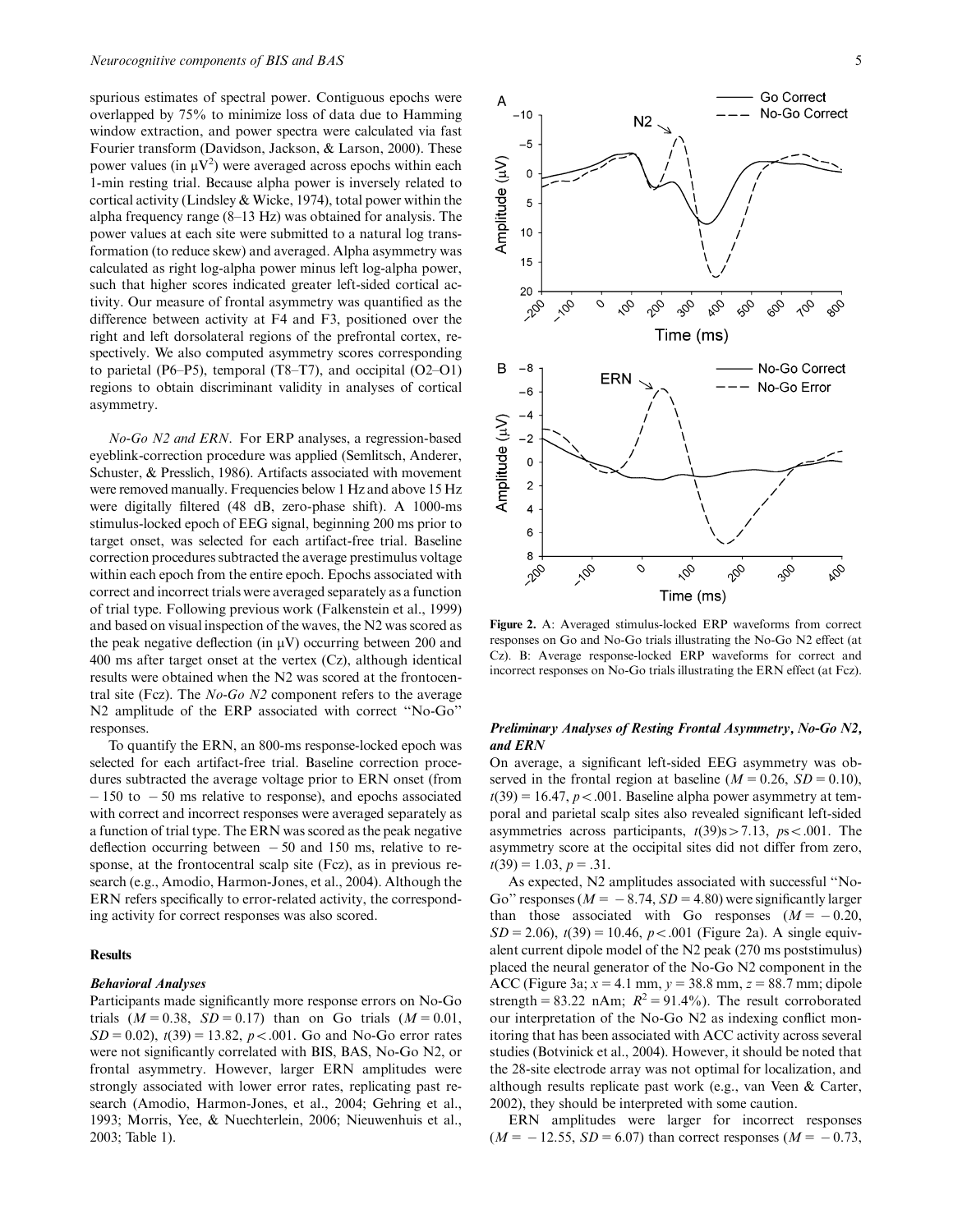spurious estimates of spectral power. Contiguous epochs were overlapped by 75% to minimize loss of data due to Hamming window extraction, and power spectra were calculated via fast Fourier transform (Davidson, Jackson, & Larson, 2000). These power values (in $\mu V^2$) were averaged across epochs within each 1-min resting trial. Because alpha power is inversely related to cortical activity (Lindsley & Wicke, 1974), total power within the alpha frequency range (8–13 Hz) was obtained for analysis. The power values at each site were submitted to a natural log transformation (to reduce skew) and averaged. Alpha asymmetry was calculated as right log-alpha power minus left log-alpha power, such that higher scores indicated greater left-sided cortical activity. Our measure of frontal asymmetry was quantified as the difference between activity at F4 and F3, positioned over the right and left dorsolateral regions of the prefrontal cortex, respectively. We also computed asymmetry scores corresponding to parietal (P6–P5), temporal (T8–T7), and occipital (O2–O1) regions to obtain discriminant validity in analyses of cortical asymmetry.

*No-Go N2 and ERN*. For ERP analyses, a regression-based eyeblink-correction procedure was applied (Semlitsch, Anderer, Schuster, & Presslich, 1986). Artifacts associated with movement were removed manually. Frequencies below 1 Hz and above 15 Hz were digitally filtered (48 dB, zero-phase shift). A 1000-ms stimulus-locked epoch of EEG signal, beginning 200 ms prior to target onset, was selected for each artifact-free trial. Baseline correction procedures subtracted the average prestimulus voltage within each epoch from the entire epoch. Epochs associated with correct and incorrect trials were averaged separately as a function of trial type. Following previous work (Falkenstein et al., 1999) and based on visual inspection of the waves, the N2 was scored as the peak negative deflection (in $\mu V$) occurring between 200 and 400 ms after target onset at the vertex (Cz), although identical results were obtained when the N2 was scored at the frontocentral site (Fcz). The *No-Go N2* component refers to the average N2 amplitude of the ERP associated with correct "No-Go" responses.

To quantify the ERN, an 800-ms response-locked epoch was selected for each artifact-free trial. Baseline correction procedures subtracted the average voltage prior to ERN onset (from − 150 to − 50 ms relative to response), and epochs associated with correct and incorrect responses were averaged separately as a function of trial type. The ERN was scored as the peak negative deflection occurring between − 50 and 150 ms, relative to response, at the frontocentral scalp site (Fcz), as in previous research (e.g., Amodio, Harmon-Jones, et al., 2004). Although the ERN refers specifically to error-related activity, the corresponding activity for correct responses was also scored.

## Results

### *Behavioral Analyses*

Participants made significantly more response errors on No-Go trials ($M = 0.38$, $SD = 0.17$) than on Go trials ($M = 0.01$, $SD = 0.02$), $t(39) = 13.82$, $p < .001$. Go and No-Go error rates were not significantly correlated with BIS, BAS, No-Go N2, or frontal asymmetry. However, larger ERN amplitudes were strongly associated with lower error rates, replicating past research (Amodio, Harmon-Jones, et al., 2004; Gehring et al., 1993; Morris, Yee, & Nuechterlein, 2006; Nieuwenhuis et al., 2003; Table 1).

**Figure 2.** A: Averaged stimulus-locked ERP waveforms from correct responses on Go and No-Go trials illustrating the No-Go N2 effect (at Cz). B: Average response-locked ERP waveforms for correct and incorrect responses on No-Go trials illustrating the ERN effect (at Fcz).

### *Preliminary Analyses of Resting Frontal Asymmetry, No-Go N2, and ERN*

On average, a significant left-sided EEG asymmetry was observed in the frontal region at baseline ($M = 0.26$, $SD = 0.10$), $t(39) = 16.47$, $p < .001$. Baseline alpha power asymmetry at temporal and parietal scalp sites also revealed significant left-sided asymmetries across participants, $t(39)\text{s} > 7.13$, $p\text{s} < .001$. The asymmetry score at the occipital sites did not differ from zero, $t(39) = 1.03$, $p = .31$.

As expected, N2 amplitudes associated with successful "No-Go" responses ($M = -8.74$, $SD = 4.80$) were significantly larger than those associated with Go responses ($M = -0.20$, $SD = 2.06$), $t(39) = 10.46$, $p < .001$ (Figure 2a). A single equivalent current dipole model of the N2 peak (270 ms poststimulus) placed the neural generator of the No-Go N2 component in the ACC (Figure 3a; $x = 4.1$ mm, $y = 38.8$ mm, $z = 88.7$ mm; dipole strength = 83.22 nAm; $R^2 = 91.4\%$). The result corroborated our interpretation of the No-Go N2 as indexing conflict monitoring that has been associated with ACC activity across several studies (Botvinick et al., 2004). However, it should be noted that the 28-site electrode array was not optimal for localization, and although results replicate past work (e.g., van Veen & Carter, 2002), they should be interpreted with some caution.

ERN amplitudes were larger for incorrect responses ($M = -12.55$, $SD = 6.07$) than correct responses ($M = -0.73$,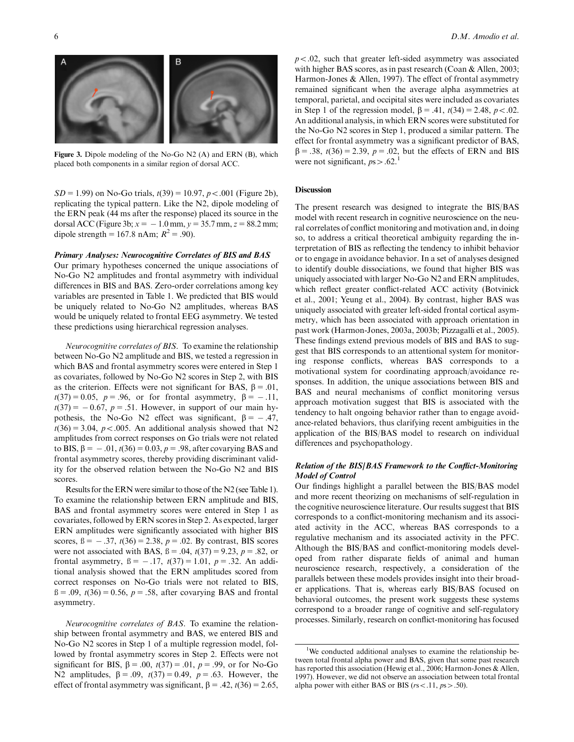Figure 3. Dipole modeling of the No-Go N2 (A) and ERN (B), which placed both components in a similar region of dorsal ACC.

$SD = 1.99$) on No-Go trials, $t(39) = 10.97$, $p < .001$ (Figure 2b), replicating the typical pattern. Like the N2, dipole modeling of the ERN peak (44 ms after the response) placed its source in the dorsal ACC (Figure 3b; $x = -1.0$ mm, $y = 35.7$ mm, $z = 88.2$ mm; dipole strength = 167.8 nAm; $R^2 = .90$).

### Primary Analyses: Neurocognitive Correlates of BIS and BAS

Our primary hypotheses concerned the unique associations of No-Go N2 amplitudes and frontal asymmetry with individual differences in BIS and BAS. Zero-order correlations among key variables are presented in Table 1. We predicted that BIS would be uniquely related to No-Go N2 amplitudes, whereas BAS would be uniquely related to frontal EEG asymmetry. We tested these predictions using hierarchical regression analyses.

*Neurocognitive correlates of BIS.* To examine the relationship between No-Go N2 amplitude and BIS, we tested a regression in which BAS and frontal asymmetry scores were entered in Step 1 as covariates, followed by No-Go N2 scores in Step 2, with BIS as the criterion. Effects were not significant for BAS, $\beta = .01$, $t(37) = 0.05$, $p = .96$, or for frontal asymmetry, $\beta = -.11$, $t(37) = -0.67$, $p = .51$. However, in support of our main hypothesis, the No-Go N2 effect was significant, $\beta = -.47$, $t(36) = 3.04$, $p < .005$. An additional analysis showed that N2 amplitudes from correct responses on Go trials were not related to BIS, $\beta = -.01$, $t(36) = 0.03$, $p = .98$, after covarying BAS and frontal asymmetry scores, thereby providing discriminant validity for the observed relation between the No-Go N2 and BIS scores.

Results for the ERN were similar to those of the N2 (see Table 1). To examine the relationship between ERN amplitude and BIS, BAS and frontal asymmetry scores were entered in Step 1 as covariates, followed by ERN scores in Step 2. As expected, larger ERN amplitudes were significantly associated with higher BIS scores, $ß = -.37$, $t(36) = 2.38$, $p = .02$. By contrast, BIS scores were not associated with BAS, $ß = .04$, $t(37) = 9.23$, $p = .82$, or frontal asymmetry, $ß = -.17$, $t(37) = 1.01$, $p = .32$. An additional analysis showed that the ERN amplitudes scored from correct responses on No-Go trials were not related to BIS, $ß = .09$, $t(36) = 0.56$, $p = .58$, after covarying BAS and frontal asymmetry.

*Neurocognitive correlates of BAS.* To examine the relationship between frontal asymmetry and BAS, we entered BIS and No-Go N2 scores in Step 1 of a multiple regression model, followed by frontal asymmetry scores in Step 2. Effects were not significant for BIS, $\beta = .00$, $t(37) = .01$, $p = .99$, or for No-Go N2 amplitudes, $\beta = .09$, $t(37) = 0.49$, $p = .63$. However, the effect of frontal asymmetry was significant, $\beta = .42$, $t(36) = 2.65$, $p < .02$, such that greater left-sided asymmetry was associated with higher BAS scores, as in past research (Coan & Allen, 2003; Harmon-Jones & Allen, 1997). The effect of frontal asymmetry remained significant when the average alpha asymmetries at temporal, parietal, and occipital sites were included as covariates in Step 1 of the regression model, $\beta = .41$, $t(34) = 2.48$, $p < .02$. An additional analysis, in which ERN scores were substituted for the No-Go N2 scores in Step 1, produced a similar pattern. The effect for frontal asymmetry was a significant predictor of BAS, $\beta = .38$, $t(36) = 2.39$, $p = .02$, but the effects of ERN and BIS were not significant, $ps > .62$.[1]

### Discussion

The present research was designed to integrate the BIS/BAS model with recent research in cognitive neuroscience on the neural correlates of conflict monitoring and motivation and, in doing so, to address a critical theoretical ambiguity regarding the interpretation of BIS as reflecting the tendency to inhibit behavior or to engage in avoidance behavior. In a set of analyses designed to identify double dissociations, we found that higher BIS was uniquely associated with larger No-Go N2 and ERN amplitudes, which reflect greater conflict-related ACC activity (Botvinick et al., 2001; Yeung et al., 2004). By contrast, higher BAS was uniquely associated with greater left-sided frontal cortical asymmetry, which has been associated with approach orientation in past work (Harmon-Jones, 2003a, 2003b; Pizzagalli et al., 2005). These findings extend previous models of BIS and BAS to suggest that BIS corresponds to an attentional system for monitoring response conflicts, whereas BAS corresponds to a motivational system for coordinating approach/avoidance responses. In addition, the unique associations between BIS and BAS and neural mechanisms of conflict monitoring versus approach motivation suggest that BIS is associated with the tendency to halt ongoing behavior rather than to engage avoidance-related behaviors, thus clarifying recent ambiguities in the application of the BIS/BAS model to research on individual differences and psychopathology.

### Relation of the BIS/BAS Framework to the Conflict-Monitoring Model of Control

Our findings highlight a parallel between the BIS/BAS model and more recent theorizing on mechanisms of self-regulation in the cognitive neuroscience literature. Our results suggest that BIS corresponds to a conflict-monitoring mechanism and its associated activity in the ACC, whereas BAS corresponds to a regulative mechanism and its associated activity in the PFC. Although the BIS/BAS and conflict-monitoring models developed from rather disparate fields of animal and human neuroscience research, respectively, a consideration of the parallels between these models provides insight into their broader applications. That is, whereas early BIS/BAS focused on behavioral outcomes, the present work suggests these systems correspond to a broader range of cognitive and self-regulatory processes. Similarly, research on conflict-monitoring has focused

[1] We conducted additional analyses to examine the relationship between total frontal alpha power and BAS, given that some past research has reported this association (Hewig et al., 2006; Harmon-Jones & Allen, 1997). However, we did not observe an association between total frontal alpha power with either BAS or BIS ($rs < .11$, $ps > .50$).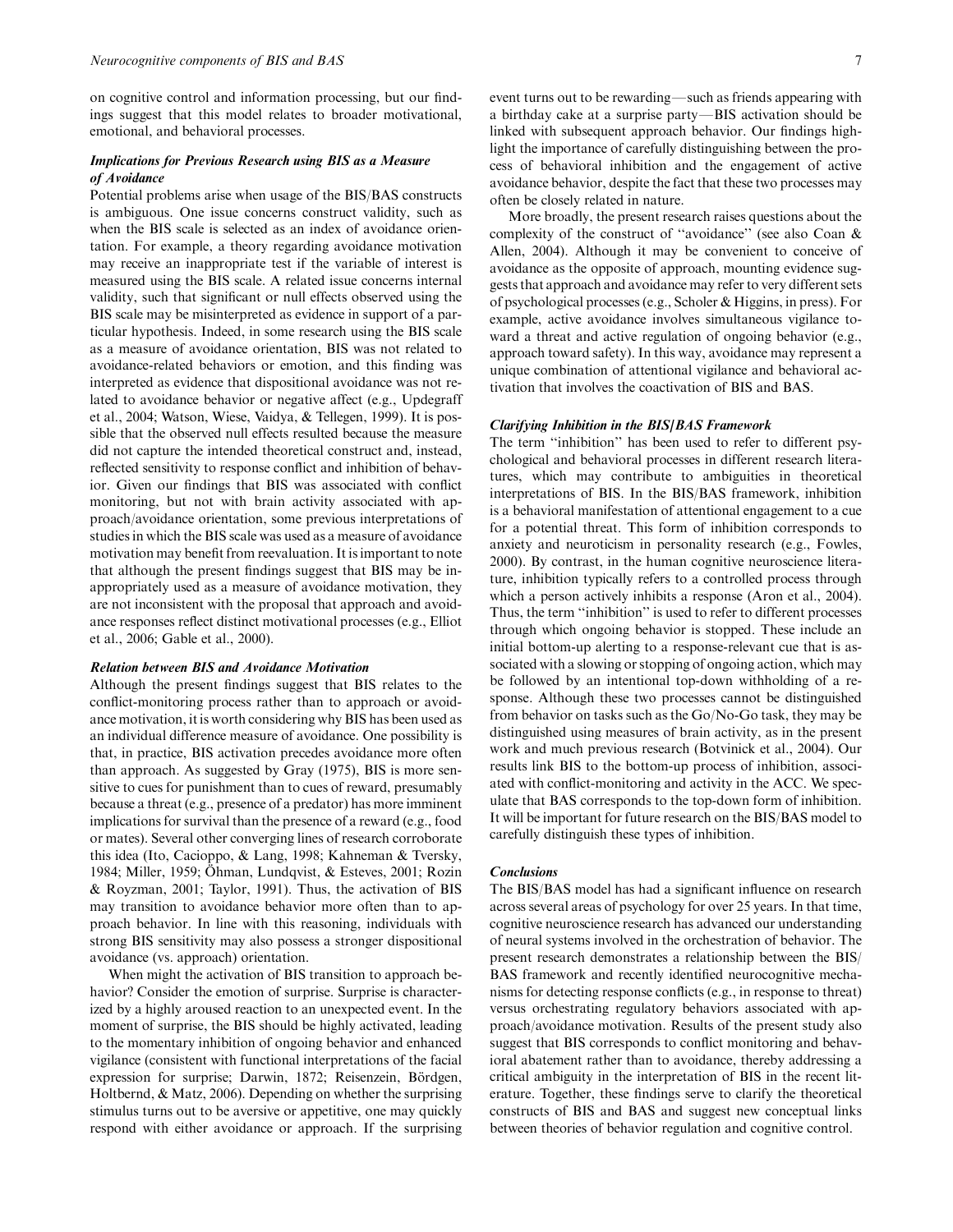on cognitive control and information processing, but our findings suggest that this model relates to broader motivational, emotional, and behavioral processes.

### *Implications for Previous Research using BIS as a Measure of Avoidance*

Potential problems arise when usage of the BIS/BAS constructs is ambiguous. One issue concerns construct validity, such as when the BIS scale is selected as an index of avoidance orientation. For example, a theory regarding avoidance motivation may receive an inappropriate test if the variable of interest is measured using the BIS scale. A related issue concerns internal validity, such that significant or null effects observed using the BIS scale may be misinterpreted as evidence in support of a particular hypothesis. Indeed, in some research using the BIS scale as a measure of avoidance orientation, BIS was not related to avoidance-related behaviors or emotion, and this finding was interpreted as evidence that dispositional avoidance was not related to avoidance behavior or negative affect (e.g., Updegraff et al., 2004; Watson, Wiese, Vaidya, & Tellegen, 1999). It is possible that the observed null effects resulted because the measure did not capture the intended theoretical construct and, instead, reflected sensitivity to response conflict and inhibition of behavior. Given our findings that BIS was associated with conflict monitoring, but not with brain activity associated with approach/avoidance orientation, some previous interpretations of studies in which the BIS scale was used as a measure of avoidance motivation may benefit from reevaluation. It is important to note that although the present findings suggest that BIS may be inappropriately used as a measure of avoidance motivation, they are not inconsistent with the proposal that approach and avoidance responses reflect distinct motivational processes (e.g., Elliot et al., 2006; Gable et al., 2000).

### *Relation between BIS and Avoidance Motivation*

Although the present findings suggest that BIS relates to the conflict-monitoring process rather than to approach or avoidance motivation, it is worth considering why BIS has been used as an individual difference measure of avoidance. One possibility is that, in practice, BIS activation precedes avoidance more often than approach. As suggested by Gray (1975), BIS is more sensitive to cues for punishment than to cues of reward, presumably because a threat (e.g., presence of a predator) has more imminent implications for survival than the presence of a reward (e.g., food or mates). Several other converging lines of research corroborate this idea (Ito, Cacioppo, & Lang, 1998; Kahneman & Tversky, 1984; Miller, 1959; Öhman, Lundqvist, & Esteves, 2001; Rozin & Royzman, 2001; Taylor, 1991). Thus, the activation of BIS may transition to avoidance behavior more often than to approach behavior. In line with this reasoning, individuals with strong BIS sensitivity may also possess a stronger dispositional avoidance (vs. approach) orientation.

When might the activation of BIS transition to approach behavior? Consider the emotion of surprise. Surprise is characterized by a highly aroused reaction to an unexpected event. In the moment of surprise, the BIS should be highly activated, leading to the momentary inhibition of ongoing behavior and enhanced vigilance (consistent with functional interpretations of the facial expression for surprise; Darwin, 1872; Reisenzein, Bördgen, Holtbernd, & Matz, 2006). Depending on whether the surprising stimulus turns out to be aversive or appetitive, one may quickly respond with either avoidance or approach. If the surprising event turns out to be rewarding—such as friends appearing with a birthday cake at a surprise party—BIS activation should be linked with subsequent approach behavior. Our findings highlight the importance of carefully distinguishing between the process of behavioral inhibition and the engagement of active avoidance behavior, despite the fact that these two processes may often be closely related in nature.

More broadly, the present research raises questions about the complexity of the construct of "avoidance" (see also Coan & Allen, 2004). Although it may be convenient to conceive of avoidance as the opposite of approach, mounting evidence suggests that approach and avoidance may refer to very different sets of psychological processes (e.g., Scholer & Higgins, in press). For example, active avoidance involves simultaneous vigilance toward a threat and active regulation of ongoing behavior (e.g., approach toward safety). In this way, avoidance may represent a unique combination of attentional vigilance and behavioral activation that involves the coactivation of BIS and BAS.

### *Clarifying Inhibition in the BIS/BAS Framework*

The term "inhibition" has been used to refer to different psychological and behavioral processes in different research literatures, which may contribute to ambiguities in theoretical interpretations of BIS. In the BIS/BAS framework, inhibition is a behavioral manifestation of attentional engagement to a cue for a potential threat. This form of inhibition corresponds to anxiety and neuroticism in personality research (e.g., Fowles, 2000). By contrast, in the human cognitive neuroscience literature, inhibition typically refers to a controlled process through which a person actively inhibits a response (Aron et al., 2004). Thus, the term "inhibition" is used to refer to different processes through which ongoing behavior is stopped. These include an initial bottom-up alerting to a response-relevant cue that is associated with a slowing or stopping of ongoing action, which may be followed by an intentional top-down withholding of a response. Although these two processes cannot be distinguished from behavior on tasks such as the Go/No-Go task, they may be distinguished using measures of brain activity, as in the present work and much previous research (Botvinick et al., 2004). Our results link BIS to the bottom-up process of inhibition, associated with conflict-monitoring and activity in the ACC. We speculate that BAS corresponds to the top-down form of inhibition. It will be important for future research on the BIS/BAS model to carefully distinguish these types of inhibition.

### *Conclusions*

The BIS/BAS model has had a significant influence on research across several areas of psychology for over 25 years. In that time, cognitive neuroscience research has advanced our understanding of neural systems involved in the orchestration of behavior. The present research demonstrates a relationship between the BIS/BAS framework and recently identified neurocognitive mechanisms for detecting response conflicts (e.g., in response to threat) versus orchestrating regulatory behaviors associated with approach/avoidance motivation. Results of the present study also suggest that BIS corresponds to conflict monitoring and behavioral abatement rather than to avoidance, thereby addressing a critical ambiguity in the interpretation of BIS in the recent literature. Together, these findings serve to clarify the theoretical constructs of BIS and BAS and suggest new conceptual links between theories of behavior regulation and cognitive control.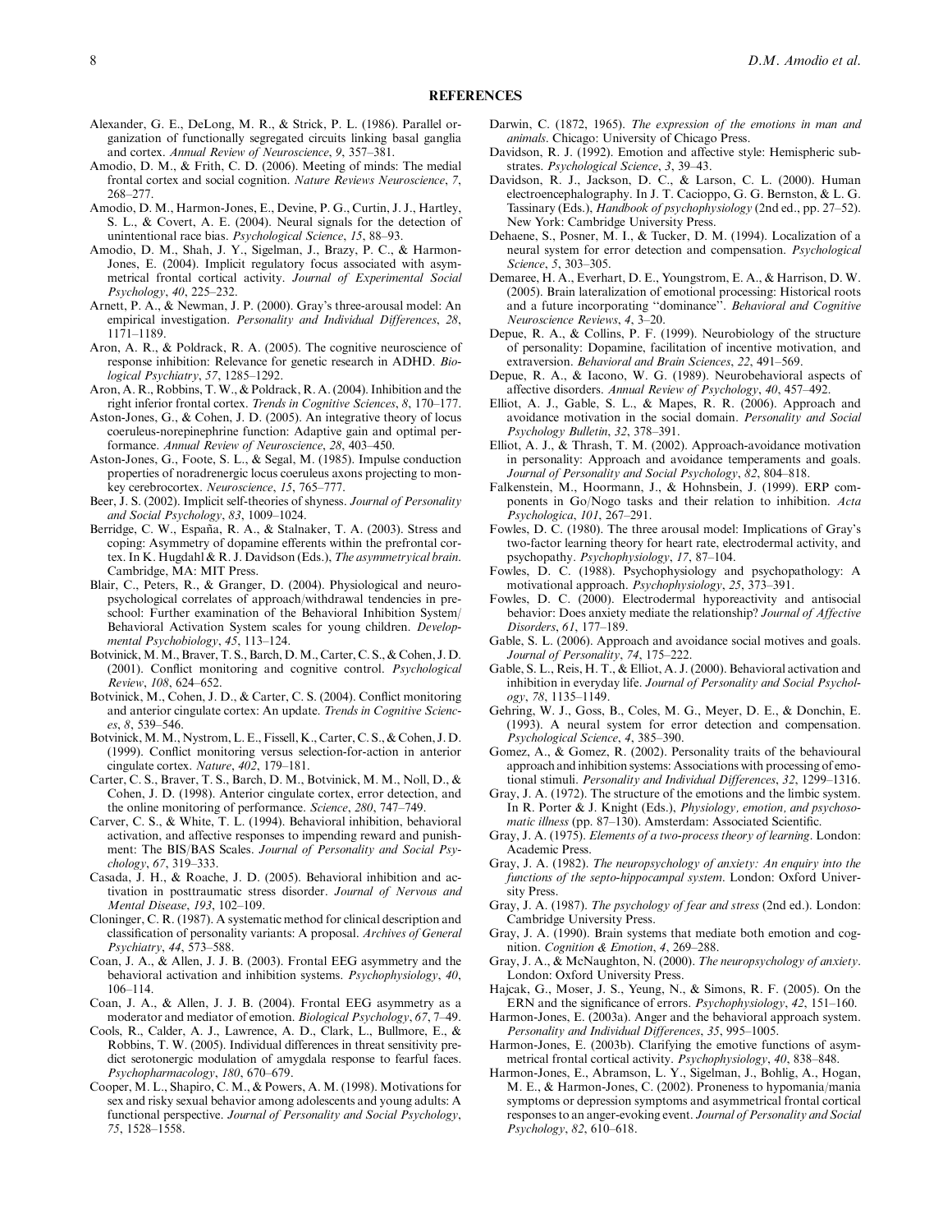## REFERENCES

Alexander, G. E., DeLong, M. R., & Strick, P. L. (1986). Parallel organization of functionally segregated circuits linking basal ganglia and cortex. *Annual Review of Neuroscience*, *9*, 357–381.

Amodio, D. M., & Frith, C. D. (2006). Meeting of minds: The medial frontal cortex and social cognition. *Nature Reviews Neuroscience*, *7*, 268–277.

Amodio, D. M., Harmon-Jones, E., Devine, P. G., Curtin, J. J., Hartley, S. L., & Covert, A. E. (2004). Neural signals for the detection of unintentional race bias. *Psychological Science*, *15*, 88–93.

Amodio, D. M., Shah, J. Y., Sigelman, J., Brazy, P. C., & Harmon-Jones, E. (2004). Implicit regulatory focus associated with asymmetrical frontal cortical activity. *Journal of Experimental Social Psychology*, *40*, 225–232.

Arnett, P. A., & Newman, J. P. (2000). Gray's three-arousal model: An empirical investigation. *Personality and Individual Differences*, *28*, 1171–1189.

Aron, A. R., & Poldrack, R. A. (2005). The cognitive neuroscience of response inhibition: Relevance for genetic research in ADHD. *Biological Psychiatry*, *57*, 1285–1292.

Aron, A. R., Robbins, T. W., & Poldrack, R. A. (2004). Inhibition and the right inferior frontal cortex. *Trends in Cognitive Sciences*, *8*, 170–177.

Aston-Jones, G., & Cohen, J. D. (2005). An integrative theory of locus coeruleus-norepinephrine function: Adaptive gain and optimal performance. *Annual Review of Neuroscience*, *28*, 403–450.

Aston-Jones, G., Foote, S. L., & Segal, M. (1985). Impulse conduction properties of noradrenergic locus coeruleus axons projecting to monkey cerebrocortex. *Neuroscience*, *15*, 765–777.

Beer, J. S. (2002). Implicit self-theories of shyness. *Journal of Personality and Social Psychology*, *83*, 1009–1024.

Berridge, C. W., España, R. A., & Stalnaker, T. A. (2003). Stress and coping: Asymmetry of dopamine efferents within the prefrontal cortex. In K. Hugdahl & R. J. Davidson (Eds.), *The asymmetryical brain*. Cambridge, MA: MIT Press.

Blair, C., Peters, R., & Granger, D. (2004). Physiological and neuropsychological correlates of approach/withdrawal tendencies in preschool: Further examination of the Behavioral Inhibition System/Behavioral Activation System scales for young children. *Developmental Psychobiology*, *45*, 113–124.

Botvinick, M. M., Braver, T. S., Barch, D. M., Carter, C. S., & Cohen, J. D. (2001). Conflict monitoring and cognitive control. *Psychological Review*, *108*, 624–652.

Botvinick, M., Cohen, J. D., & Carter, C. S. (2004). Conflict monitoring and anterior cingulate cortex: An update. *Trends in Cognitive Sciences*, *8*, 539–546.

Botvinick, M. M., Nystrom, L. E., Fissell, K., Carter, C. S., & Cohen, J. D. (1999). Conflict monitoring versus selection-for-action in anterior cingulate cortex. *Nature*, *402*, 179–181.

Carter, C. S., Braver, T. S., Barch, D. M., Botvinick, M. M., Noll, D., & Cohen, J. D. (1998). Anterior cingulate cortex, error detection, and the online monitoring of performance. *Science*, *280*, 747–749.

Carver, C. S., & White, T. L. (1994). Behavioral inhibition, behavioral activation, and affective responses to impending reward and punishment: The BIS/BAS Scales. *Journal of Personality and Social Psychology*, *67*, 319–333.

Casada, J. H., & Roache, J. D. (2005). Behavioral inhibition and activation in posttraumatic stress disorder. *Journal of Nervous and Mental Disease*, *193*, 102–109.

Cloninger, C. R. (1987). A systematic method for clinical description and classification of personality variants: A proposal. *Archives of General Psychiatry*, *44*, 573–588.

Coan, J. A., & Allen, J. J. B. (2003). Frontal EEG asymmetry and the behavioral activation and inhibition systems. *Psychophysiology*, *40*, 106–114.

Coan, J. A., & Allen, J. J. B. (2004). Frontal EEG asymmetry as a moderator and mediator of emotion. *Biological Psychology*, *67*, 7–49.

Cools, R., Calder, A. J., Lawrence, A. D., Clark, L., Bullmore, E., & Robbins, T. W. (2005). Individual differences in threat sensitivity predict serotonergic modulation of amygdala response to fearful faces. *Psychopharmacology*, *180*, 670–679.

Cooper, M. L., Shapiro, C. M., & Powers, A. M. (1998). Motivations for sex and risky sexual behavior among adolescents and young adults: A functional perspective. *Journal of Personality and Social Psychology*, *75*, 1528–1558.

Darwin, C. (1872, 1965). *The expression of the emotions in man and animals*. Chicago: University of Chicago Press.

Davidson, R. J. (1992). Emotion and affective style: Hemispheric substrates. *Psychological Science*, *3*, 39–43.

Davidson, R. J., Jackson, D. C., & Larson, C. L. (2000). Human electroencephalography. In J. T. Cacioppo, G. G. Bernston, & L. G. Tassinary (Eds.), *Handbook of psychophysiology* (2nd ed., pp. 27–52). New York: Cambridge University Press.

Dehaene, S., Posner, M. I., & Tucker, D. M. (1994). Localization of a neural system for error detection and compensation. *Psychological Science*, *5*, 303–305.

Demaree, H. A., Everhart, D. E., Youngstrom, E. A., & Harrison, D. W. (2005). Brain lateralization of emotional processing: Historical roots and a future incorporating "dominance". *Behavioral and Cognitive Neuroscience Reviews*, *4*, 3–20.

Depue, R. A., & Collins, P. F. (1999). Neurobiology of the structure of personality: Dopamine, facilitation of incentive motivation, and extraversion. *Behavioral and Brain Sciences*, *22*, 491–569.

Depue, R. A., & Iacono, W. G. (1989). Neurobehavioral aspects of affective disorders. *Annual Review of Psychology*, *40*, 457–492.

Elliot, A. J., Gable, S. L., & Mapes, R. R. (2006). Approach and avoidance motivation in the social domain. *Personality and Social Psychology Bulletin*, *32*, 378–391.

Elliot, A. J., & Thrash, T. M. (2002). Approach-avoidance motivation in personality: Approach and avoidance temperaments and goals. *Journal of Personality and Social Psychology*, *82*, 804–818.

Falkenstein, M., Hoormann, J., & Hohnsbein, J. (1999). ERP components in Go/Nogo tasks and their relation to inhibition. *Acta Psychologica*, *101*, 267–291.

Fowles, D. C. (1980). The three arousal model: Implications of Gray's two-factor learning theory for heart rate, electrodermal activity, and psychopathy. *Psychophysiology*, *17*, 87–104.

Fowles, D. C. (1988). Psychophysiology and psychopathology: A motivational approach. *Psychophysiology*, *25*, 373–391.

Fowles, D. C. (2000). Electrodermal hyporeactivity and antisocial behavior: Does anxiety mediate the relationship? *Journal of Affective Disorders*, *61*, 177–189.

Gable, S. L. (2006). Approach and avoidance social motives and goals. *Journal of Personality*, *74*, 175–222.

Gable, S. L., Reis, H. T., & Elliot, A. J. (2000). Behavioral activation and inhibition in everyday life. *Journal of Personality and Social Psychology*, *78*, 1135–1149.

Gehring, W. J., Goss, B., Coles, M. G., Meyer, D. E., & Donchin, E. (1993). A neural system for error detection and compensation. *Psychological Science*, *4*, 385–390.

Gomez, A., & Gomez, R. (2002). Personality traits of the behavioural approach and inhibition systems: Associations with processing of emotional stimuli. *Personality and Individual Differences*, *32*, 1299–1316.

Gray, J. A. (1972). The structure of the emotions and the limbic system. In R. Porter & J. Knight (Eds.), *Physiology, emotion, and psychosomatic illness* (pp. 87–130). Amsterdam: Associated Scientific.

Gray, J. A. (1975). *Elements of a two-process theory of learning*. London: Academic Press.

Gray, J. A. (1982). *The neuropsychology of anxiety: An enquiry into the functions of the septo-hippocampal system*. London: Oxford University Press.

Gray, J. A. (1987). *The psychology of fear and stress* (2nd ed.). London: Cambridge University Press.

Gray, J. A. (1990). Brain systems that mediate both emotion and cognition. *Cognition & Emotion*, *4*, 269–288.

Gray, J. A., & McNaughton, N. (2000). *The neuropsychology of anxiety*. London: Oxford University Press.

Hajcak, G., Moser, J. S., Yeung, N., & Simons, R. F. (2005). On the ERN and the significance of errors. *Psychophysiology*, *42*, 151–160.

Harmon-Jones, E. (2003a). Anger and the behavioral approach system. *Personality and Individual Differences*, *35*, 995–1005.

Harmon-Jones, E. (2003b). Clarifying the emotive functions of asymmetrical frontal cortical activity. *Psychophysiology*, *40*, 838–848.

Harmon-Jones, E., Abramson, L. Y., Sigelman, J., Bohlig, A., Hogan, M. E., & Harmon-Jones, C. (2002). Proneness to hypomania/mania symptoms or depression symptoms and asymmetrical frontal cortical responses to an anger-evoking event. *Journal of Personality and Social Psychology*, *82*, 610–618.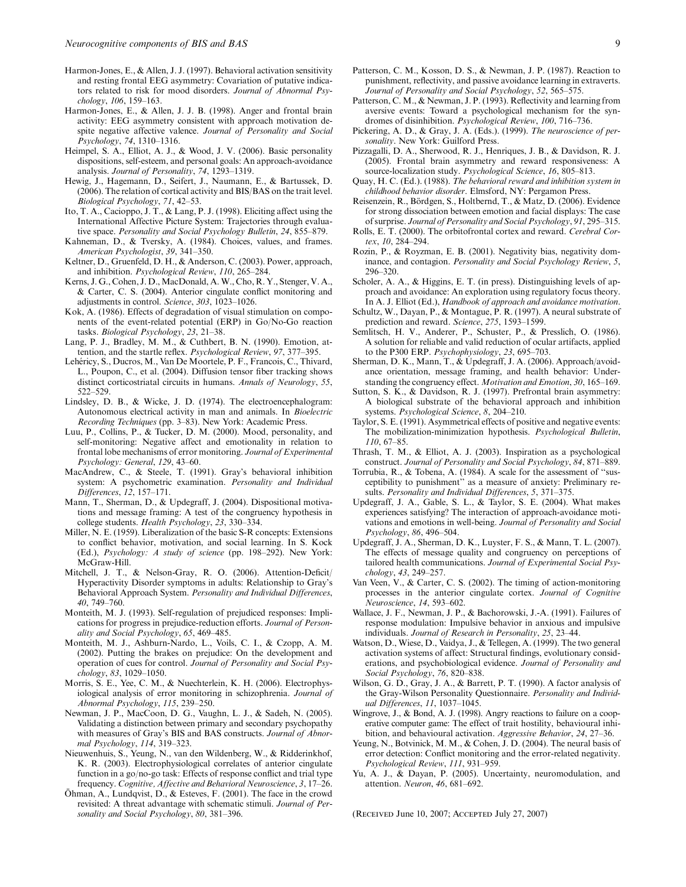Harmon-Jones, E., & Allen, J. J. (1997). Behavioral activation sensitivity and resting frontal EEG asymmetry: Covariation of putative indicators related to risk for mood disorders. *Journal of Abnormal Psychology*, *106*, 159–163.

Harmon-Jones, E., & Allen, J. J. B. (1998). Anger and frontal brain activity: EEG asymmetry consistent with approach motivation despite negative affective valence. *Journal of Personality and Social Psychology*, *74*, 1310–1316.

Heimpel, S. A., Elliot, A. J., & Wood, J. V. (2006). Basic personality dispositions, self-esteem, and personal goals: An approach-avoidance analysis. *Journal of Personality*, *74*, 1293–1319.

Hewig, J., Hagemann, D., Seifert, J., Naumann, E., & Bartussek, D. (2006). The relation of cortical activity and BIS/BAS on the trait level. *Biological Psychology*, *71*, 42–53.

Ito, T. A., Cacioppo, J. T., & Lang, P. J. (1998). Eliciting affect using the International Affective Picture System: Trajectories through evaluative space. *Personality and Social Psychology Bulletin*, *24*, 855–879.

Kahneman, D., & Tversky, A. (1984). Choices, values, and frames. *American Psychologist*, *39*, 341–350.

Keltner, D., Gruenfeld, D. H., & Anderson, C. (2003). Power, approach, and inhibition. *Psychological Review*, *110*, 265–284.

Kerns, J. G., Cohen, J. D., MacDonald, A. W., Cho, R. Y., Stenger, V. A., & Carter, C. S. (2004). Anterior cingulate conflict monitoring and adjustments in control. *Science*, *303*, 1023–1026.

Kok, A. (1986). Effects of degradation of visual stimulation on components of the event-related potential (ERP) in Go/No-Go reaction tasks. *Biological Psychology*, *23*, 21–38.

Lang, P. J., Bradley, M. M., & Cuthbert, B. N. (1990). Emotion, attention, and the startle reflex. *Psychological Review*, *97*, 377–395.

Lehéricy, S., Ducros, M., Van De Moortele, P. F., Francois, C., Thivard, L., Poupon, C., et al. (2004). Diffusion tensor fiber tracking shows distinct corticostriatal circuits in humans. *Annals of Neurology*, *55*, 522–529.

Lindsley, D. B., & Wicke, J. D. (1974). The electroencephalogram: Autonomous electrical activity in man and animals. In *Bioelectric Recording Techniques* (pp. 3–83). New York: Academic Press.

Luu, P., Collins, P., & Tucker, D. M. (2000). Mood, personality, and self-monitoring: Negative affect and emotionality in relation to frontal lobe mechanisms of error monitoring. *Journal of Experimental Psychology: General*, *129*, 43–60.

MacAndrew, C., & Steele, T. (1991). Gray's behavioral inhibition system: A psychometric examination. *Personality and Individual Differences*, *12*, 157–171.

Mann, T., Sherman, D., & Updegraff, J. (2004). Dispositional motivations and message framing: A test of the congruency hypothesis in college students. *Health Psychology*, *23*, 330–334.

Miller, N. E. (1959). Liberalization of the basic S-R concepts: Extensions to conflict behavior, motivation, and social learning. In S. Kock (Ed.), *Psychology: A study of science* (pp. 198–292). New York: McGraw-Hill.

Mitchell, J. T., & Nelson-Gray, R. O. (2006). Attention-Deficit/Hyperactivity Disorder symptoms in adults: Relationship to Gray's Behavioral Approach System. *Personality and Individual Differences*, *40*, 749–760.

Monteith, M. J. (1993). Self-regulation of prejudiced responses: Implications for progress in prejudice-reduction efforts. *Journal of Personality and Social Psychology*, *65*, 469–485.

Monteith, M. J., Ashburn-Nardo, L., Voils, C. I., & Czopp, A. M. (2002). Putting the brakes on prejudice: On the development and operation of cues for control. *Journal of Personality and Social Psychology*, *83*, 1029–1050.

Morris, S. E., Yee, C. M., & Nuechterlein, K. H. (2006). Electrophysiological analysis of error monitoring in schizophrenia. *Journal of Abnormal Psychology*, *115*, 239–250.

Newman, J. P., MacCoon, D. G., Vaughn, L. J., & Sadeh, N. (2005). Validating a distinction between primary and secondary psychopathy with measures of Gray's BIS and BAS constructs. *Journal of Abnormal Psychology*, *114*, 319–323.

Nieuwenhuis, S., Yeung, N., van den Wildenberg, W., & Ridderinkhof, K. R. (2003). Electrophysiological correlates of anterior cingulate function in a go/no-go task: Effects of response conflict and trial type frequency. *Cognitive, Affective and Behavioral Neuroscience*, *3*, 17–26.

Öhman, A., Lundqvist, D., & Esteves, F. (2001). The face in the crowd revisited: A threat advantage with schematic stimuli. *Journal of Personality and Social Psychology*, *80*, 381–396.

Patterson, C. M., Kosson, D. S., & Newman, J. P. (1987). Reaction to punishment, reflectivity, and passive avoidance learning in extraverts. *Journal of Personality and Social Psychology*, *52*, 565–575.

Patterson, C. M., & Newman, J. P. (1993). Reflectivity and learning from aversive events: Toward a psychological mechanism for the syndromes of disinhibition. *Psychological Review*, *100*, 716–736.

Pickering, A. D., & Gray, J. A. (Eds.). (1999). *The neuroscience of personality*. New York: Guilford Press.

Pizzagalli, D. A., Sherwood, R. J., Henriques, J. B., & Davidson, R. J. (2005). Frontal brain asymmetry and reward responsiveness: A source-localization study. *Psychological Science*, *16*, 805–813.

Quay, H. C. (Ed.). (1988). *The behavioral reward and inhibition system in childhood behavior disorder*. Elmsford, NY: Pergamon Press.

Reisenzein, R., Bördgen, S., Holtbernd, T., & Matz, D. (2006). Evidence for strong dissociation between emotion and facial displays: The case of surprise. *Journal of Personality and Social Psychology*, *91*, 295–315.

Rolls, E. T. (2000). The orbitofrontal cortex and reward. *Cerebral Cortex*, *10*, 284–294.

Rozin, P., & Royzman, E. B. (2001). Negativity bias, negativity dominance, and contagion. *Personality and Social Psychology Review*, *5*, 296–320.

Scholer, A. A., & Higgins, E. T. (in press). Distinguishing levels of approach and avoidance: An exploration using regulatory focus theory. In A. J. Elliot (Ed.), *Handbook of approach and avoidance motivation*.

Schultz, W., Dayan, P., & Montague, P. R. (1997). A neural substrate of prediction and reward. *Science*, *275*, 1593–1599.

Semlitsch, H. V., Anderer, P., Schuster, P., & Presslich, O. (1986). A solution for reliable and valid reduction of ocular artifacts, applied to the P300 ERP. *Psychophysiology*, *23*, 695–703.

Sherman, D. K., Mann, T., & Updegraff, J. A. (2006). Approach/avoidance orientation, message framing, and health behavior: Understanding the congruency effect. *Motivation and Emotion*, *30*, 165–169.

Sutton, S. K., & Davidson, R. J. (1997). Prefrontal brain asymmetry: A biological substrate of the behavioral approach and inhibition systems. *Psychological Science*, *8*, 204–210.

Taylor, S. E. (1991). Asymmetrical effects of positive and negative events: The mobilization-minimization hypothesis. *Psychological Bulletin*, *110*, 67–85.

Thrash, T. M., & Elliot, A. J. (2003). Inspiration as a psychological construct. *Journal of Personality and Social Psychology*, *84*, 871–889.

Torrubia, R., & Tobena, A. (1984). A scale for the assessment of "susceptibility to punishment" as a measure of anxiety: Preliminary results. *Personality and Individual Differences*, *5*, 371–375.

Updegraff, J. A., Gable, S. L., & Taylor, S. E. (2004). What makes experiences satisfying? The interaction of approach-avoidance motivations and emotions in well-being. *Journal of Personality and Social Psychology*, *86*, 496–504.

Updegraff, J. A., Sherman, D. K., Luyster, F. S., & Mann, T. L. (2007). The effects of message quality and congruency on perceptions of tailored health communications. *Journal of Experimental Social Psychology*, *43*, 249–257.

Van Veen, V., & Carter, C. S. (2002). The timing of action-monitoring processes in the anterior cingulate cortex. *Journal of Cognitive Neuroscience*, *14*, 593–602.

Wallace, J. F., Newman, J. P., & Bachorowski, J.-A. (1991). Failures of response modulation: Impulsive behavior in anxious and impulsive individuals. *Journal of Research in Personality*, *25*, 23–44.

Watson, D., Wiese, D., Vaidya, J., & Tellegen, A. (1999). The two general activation systems of affect: Structural findings, evolutionary considerations, and psychobiological evidence. *Journal of Personality and Social Psychology*, *76*, 820–838.

Wilson, G. D., Gray, J. A., & Barrett, P. T. (1990). A factor analysis of the Gray-Wilson Personality Questionnaire. *Personality and Individual Differences*, *11*, 1037–1045.

Wingrove, J., & Bond, A. J. (1998). Angry reactions to failure on a cooperative computer game: The effect of trait hostility, behavioural inhibition, and behavioural activation. *Aggressive Behavior*, *24*, 27–36.

Yeung, N., Botvinick, M. M., & Cohen, J. D. (2004). The neural basis of error detection: Conflict monitoring and the error-related negativity. *Psychological Review*, *111*, 931–959.

Yu, A. J., & Dayan, P. (2005). Uncertainty, neuromodulation, and attention. *Neuron*, *46*, 681–692.

(Received June 10, 2007; Accepted July 27, 2007)